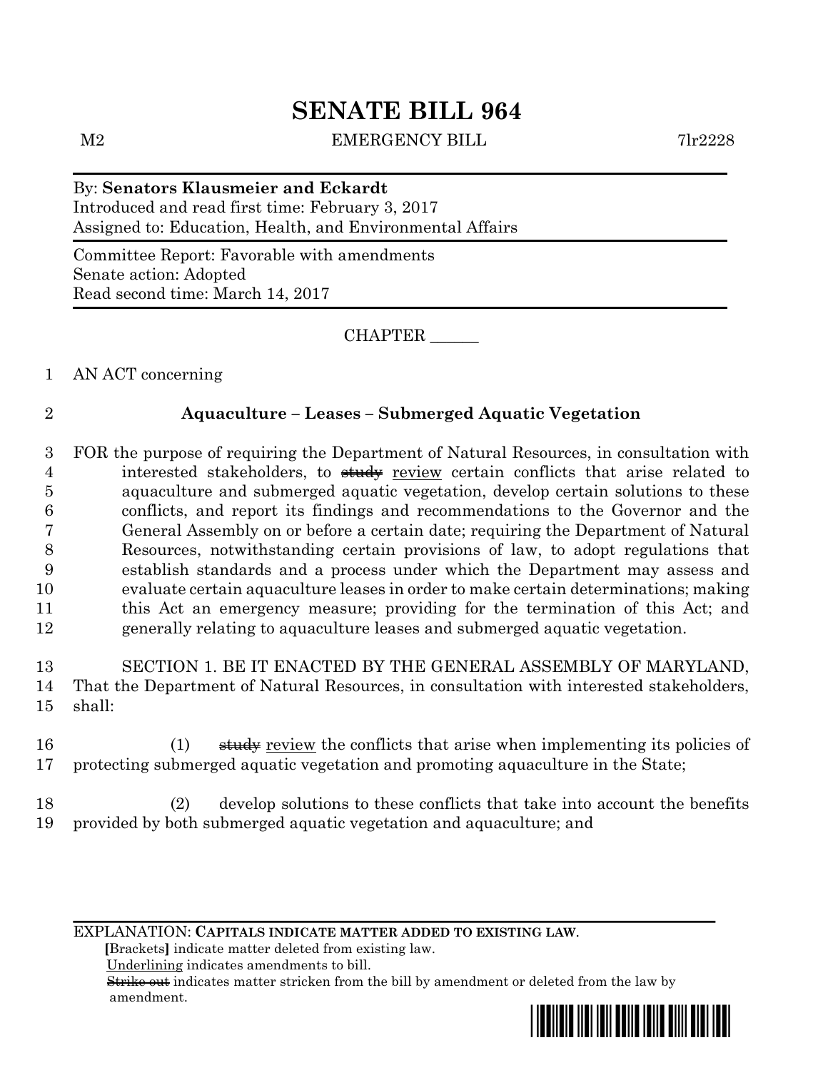# SENATE BILL 964

M2 EMERGENCY BILL 7lr2228

By: **Senators Klausmeier and Eckardt**
Introduced and read first time: February 3, 2017
Assigned to: Education, Health, and Environmental Affairs

Committee Report: Favorable with amendments
Senate action: Adopted
Read second time: March 14, 2017

CHAPTER ______

AN ACT concerning

**Aquaculture – Leases – Submerged Aquatic Vegetation**

FOR the purpose of requiring the Department of Natural Resources, in consultation with interested stakeholders, to ~~study~~ review certain conflicts that arise related to aquaculture and submerged aquatic vegetation, develop certain solutions to these conflicts, and report its findings and recommendations to the Governor and the General Assembly on or before a certain date; requiring the Department of Natural Resources, notwithstanding certain provisions of law, to adopt regulations that establish standards and a process under which the Department may assess and evaluate certain aquaculture leases in order to make certain determinations; making this Act an emergency measure; providing for the termination of this Act; and generally relating to aquaculture leases and submerged aquatic vegetation.

SECTION 1. BE IT ENACTED BY THE GENERAL ASSEMBLY OF MARYLAND, That the Department of Natural Resources, in consultation with interested stakeholders, shall:

(1) ~~study~~ review the conflicts that arise when implementing its policies of protecting submerged aquatic vegetation and promoting aquaculture in the State;

(2) develop solutions to these conflicts that take into account the benefits provided by both submerged aquatic vegetation and aquaculture; and

EXPLANATION: **CAPITALS INDICATE MATTER ADDED TO EXISTING LAW.**
**[**Brackets**]** indicate matter deleted from existing law.
Underlining indicates amendments to bill.
~~Strike out~~ indicates matter stricken from the bill by amendment or deleted from the law by amendment.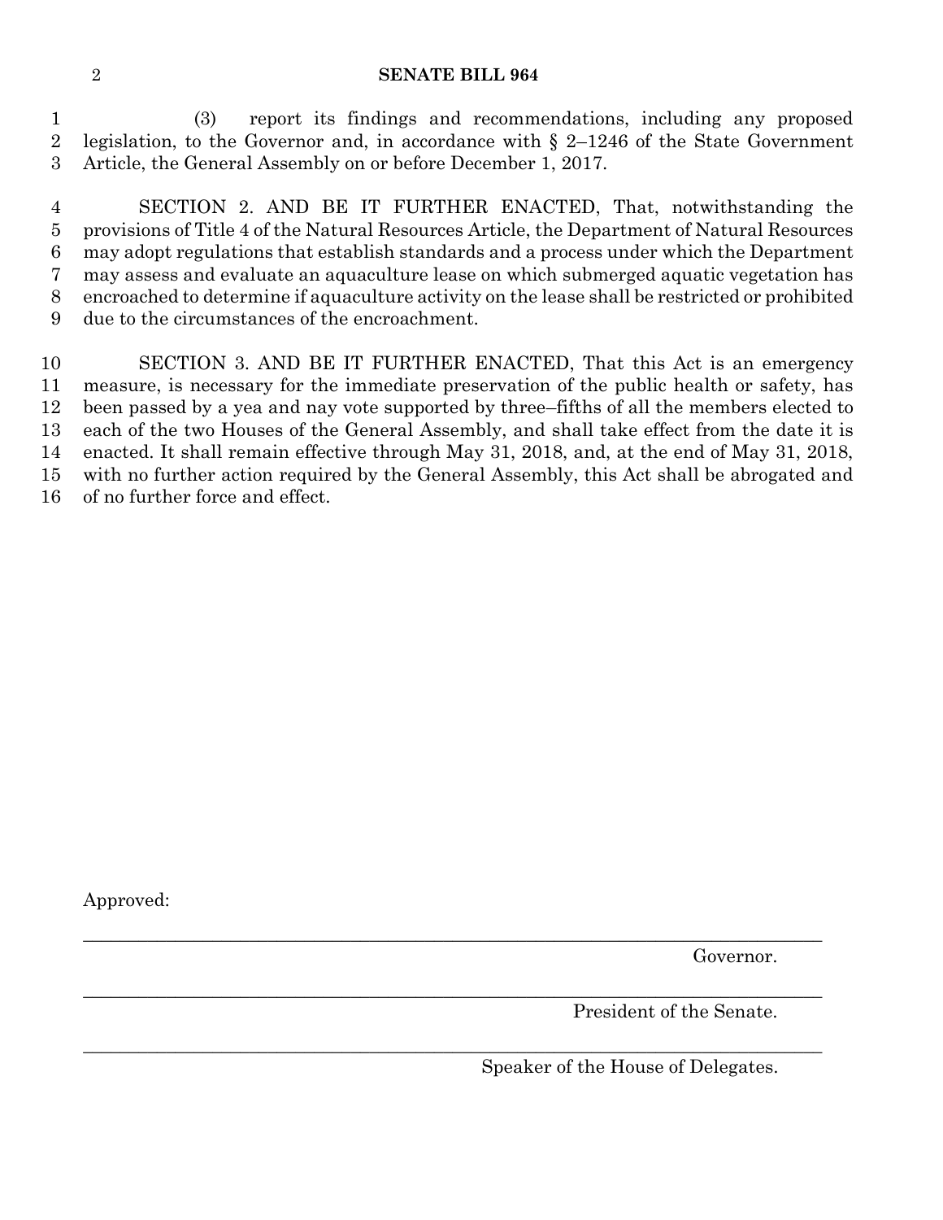(3) report its findings and recommendations, including any proposed legislation, to the Governor and, in accordance with § 2–1246 of the State Government Article, the General Assembly on or before December 1, 2017.

SECTION 2. AND BE IT FURTHER ENACTED, That, notwithstanding the provisions of Title 4 of the Natural Resources Article, the Department of Natural Resources may adopt regulations that establish standards and a process under which the Department may assess and evaluate an aquaculture lease on which submerged aquatic vegetation has encroached to determine if aquaculture activity on the lease shall be restricted or prohibited due to the circumstances of the encroachment.

SECTION 3. AND BE IT FURTHER ENACTED, That this Act is an emergency measure, is necessary for the immediate preservation of the public health or safety, has been passed by a yea and nay vote supported by three–fifths of all the members elected to each of the two Houses of the General Assembly, and shall take effect from the date it is enacted. It shall remain effective through May 31, 2018, and, at the end of May 31, 2018, with no further action required by the General Assembly, this Act shall be abrogated and of no further force and effect.

Approved:

________________________________________________________________________________
Governor.

________________________________________________________________________________
President of the Senate.

________________________________________________________________________________
Speaker of the House of Delegates.